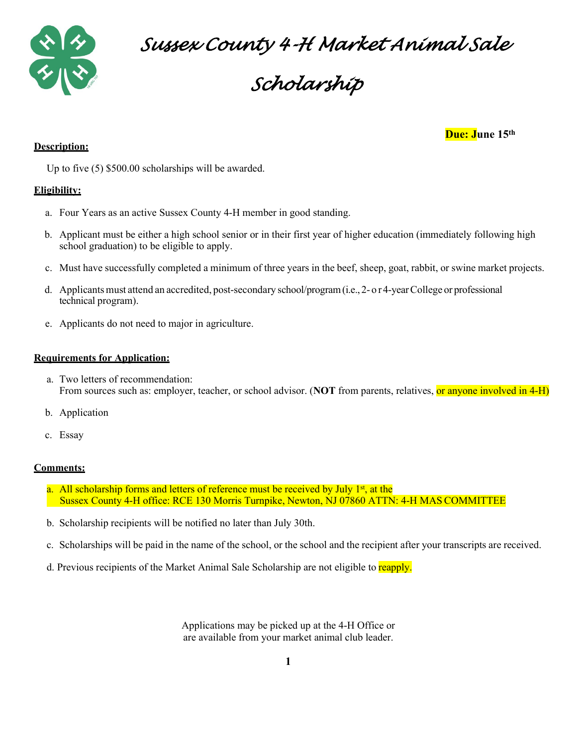# Sussex County 4-H Market Animal Sale Scholarship

**Due: June 15th**

**Description:**

Up to five (5) $500.00 scholarships will be awarded.

**Eligibility:**

a. Four Years as an active Sussex County 4-H member in good standing.

b. Applicant must be either a high school senior or in their first year of higher education (immediately following high school graduation) to be eligible to apply.

c. Must have successfully completed a minimum of three years in the beef, sheep, goat, rabbit, or swine market projects.

d. Applicants must attend an accredited, post-secondary school/program (i.e., 2- or 4-year College or professional technical program).

e. Applicants do not need to major in agriculture.

**Requirements for Application:**

a. Two letters of recommendation:
From sources such as: employer, teacher, or school advisor. (**NOT** from parents, relatives, or anyone involved in 4-H)

b. Application

c. Essay

**Comments:**

a. All scholarship forms and letters of reference must be received by July 1st, at the Sussex County 4-H office: RCE 130 Morris Turnpike, Newton, NJ 07860 ATTN: 4-H MAS COMMITTEE

b. Scholarship recipients will be notified no later than July 30th.

c. Scholarships will be paid in the name of the school, or the school and the recipient after your transcripts are received.

d. Previous recipients of the Market Animal Sale Scholarship are not eligible to reapply.

Applications may be picked up at the 4-H Office or are available from your market animal club leader.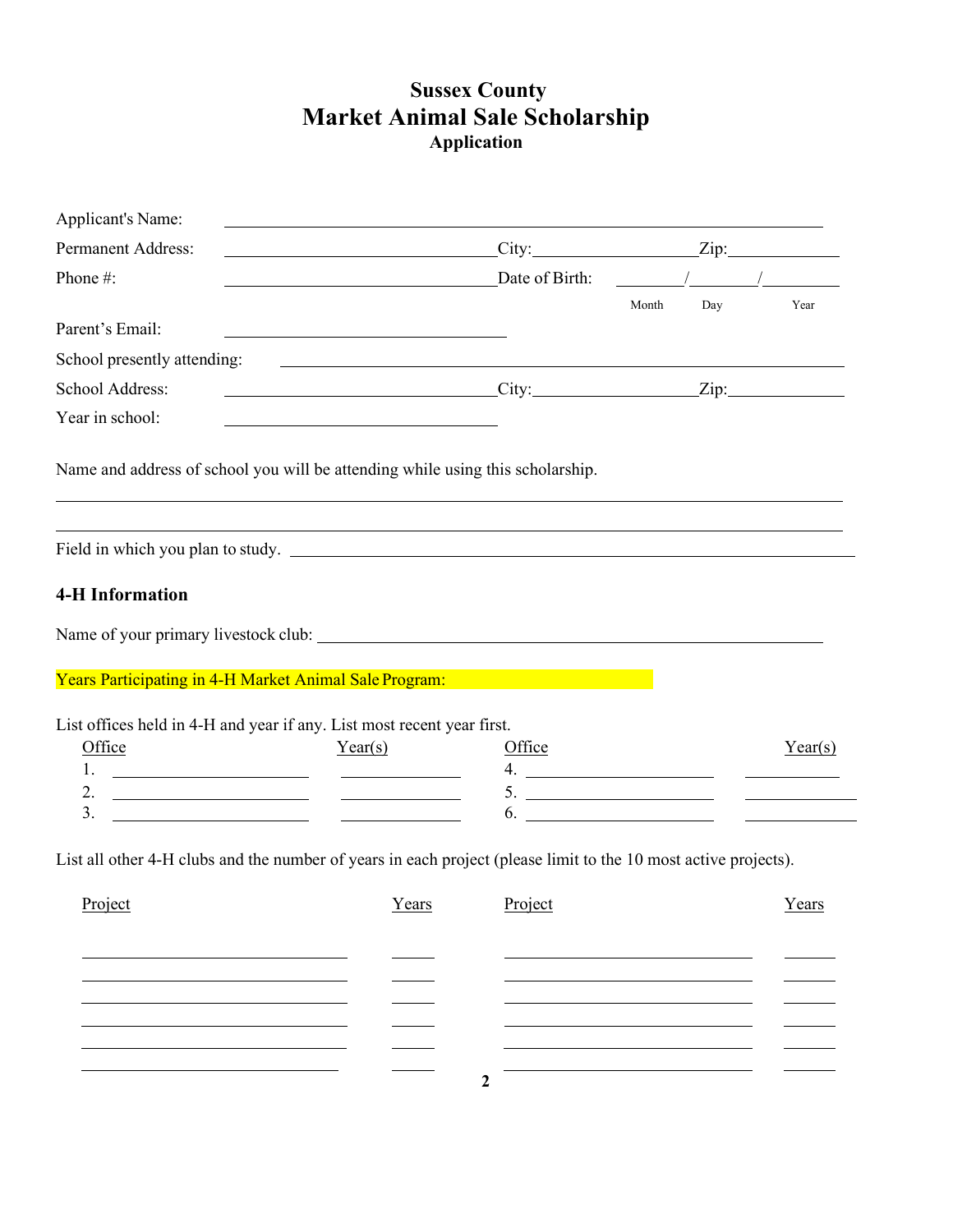# Sussex County
# Market Animal Sale Scholarship
### Application

Applicant's Name: ______________________________

Permanent Address: ______________________ City: ______________ Zip: __________

Phone #: ______________________ Date of Birth: ______ / ______ / ______
(Month / Day / Year)

Parent's Email: ______________________

School presently attending: ______________________________

School Address: ______________________ City: ______________ Zip: __________

Year in school: ______________________

Name and address of school you will be attending while using this scholarship.

______________________________________________________________

______________________________________________________________

Field in which you plan to study. ______________________________

## 4-H Information

Name of your primary livestock club: ______________________________

Years Participating in 4-H Market Animal Sale Program:

List offices held in 4-H and year if any. List most recent year first.

| Office | Year(s) | Office | Year(s) |
| --- | --- | --- | --- |
| 1. | | 4. | |
| 2. | | 5. | |
| 3. | | 6. | |

List all other 4-H clubs and the number of years in each project (please limit to the 10 most active projects).

| Project | Years | Project | Years |
| --- | --- | --- | --- |
| | | | |
| | | | |
| | | | |
| | | | |
| | | | |
| | | | |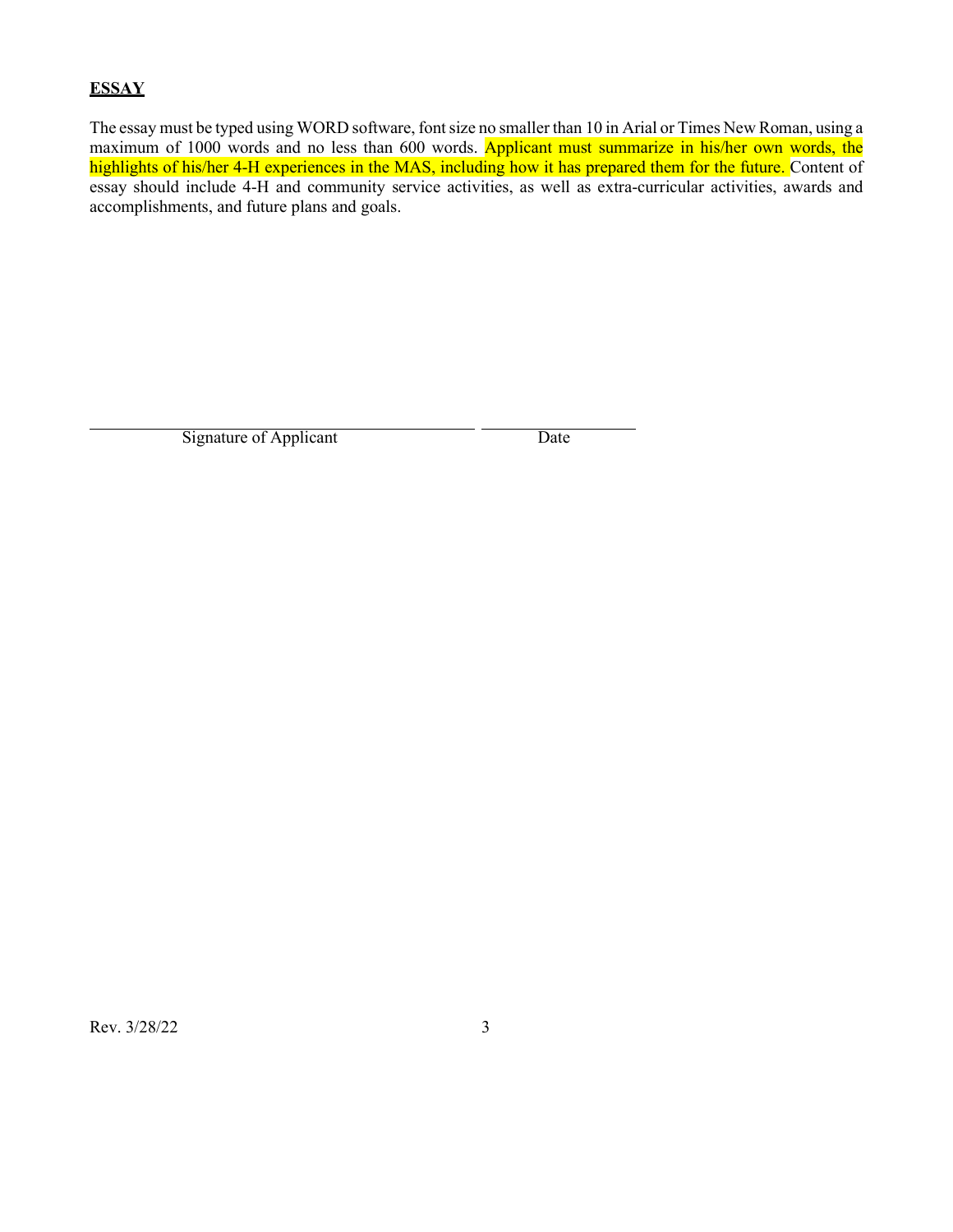## ESSAY

The essay must be typed using WORD software, font size no smaller than 10 in Arial or Times New Roman, using a maximum of 1000 words and no less than 600 words. Applicant must summarize in his/her own words, the highlights of his/her 4-H experiences in the MAS, including how it has prepared them for the future. Content of essay should include 4-H and community service activities, as well as extra-curricular activities, awards and accomplishments, and future plans and goals.

\_\_\_\_\_\_\_\_\_\_\_\_\_\_\_\_\_\_\_\_\_\_\_\_\_\_\_\_\_\_\_\_\_\_\_\_\_\_\_\_ \_\_\_\_\_\_\_\_\_\_\_\_\_\_\_\_\_\_\_\_

Signature of Applicant Date

Rev. 3/28/22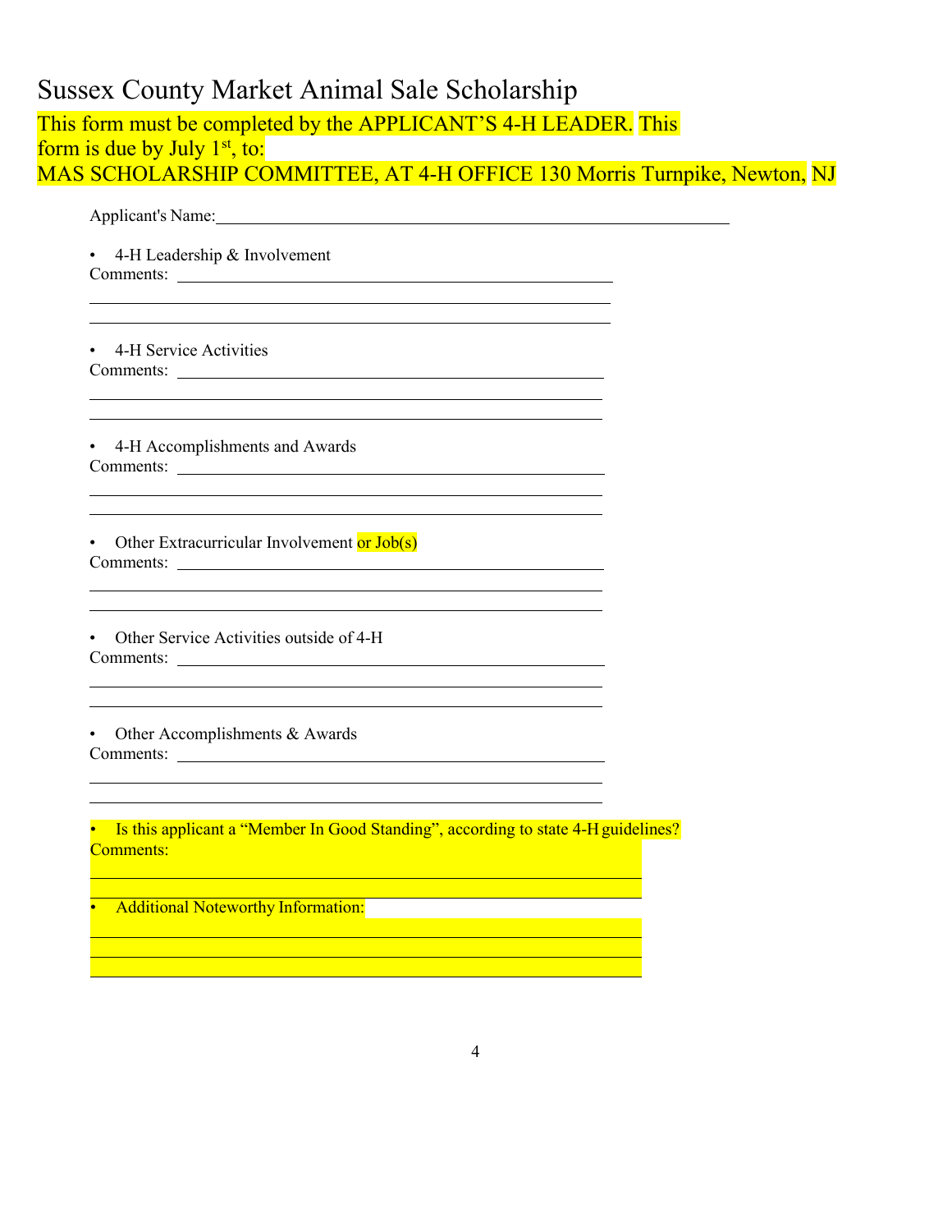# Sussex County Market Animal Sale Scholarship

This form must be completed by the APPLICANT'S 4-H LEADER. This form is due by July 1st, to:

MAS SCHOLARSHIP COMMITTEE, AT 4-H OFFICE 130 Morris Turnpike, Newton, NJ

Applicant's Name: ______________________________________________

- 4-H Leadership & Involvement

Comments: ______________________________________________

______________________________________________

______________________________________________

- 4-H Service Activities

Comments: ______________________________________________

______________________________________________

______________________________________________

- 4-H Accomplishments and Awards

Comments: ______________________________________________

______________________________________________

______________________________________________

- Other Extracurricular Involvement or Job(s)

Comments: ______________________________________________

______________________________________________

______________________________________________

- Other Service Activities outside of 4-H

Comments: ______________________________________________

______________________________________________

______________________________________________

- Other Accomplishments & Awards

Comments: ______________________________________________

______________________________________________

______________________________________________

- Is this applicant a "Member In Good Standing", according to state 4-H guidelines?

Comments:

______________________________________________

______________________________________________

- Additional Noteworthy Information:

______________________________________________

______________________________________________

______________________________________________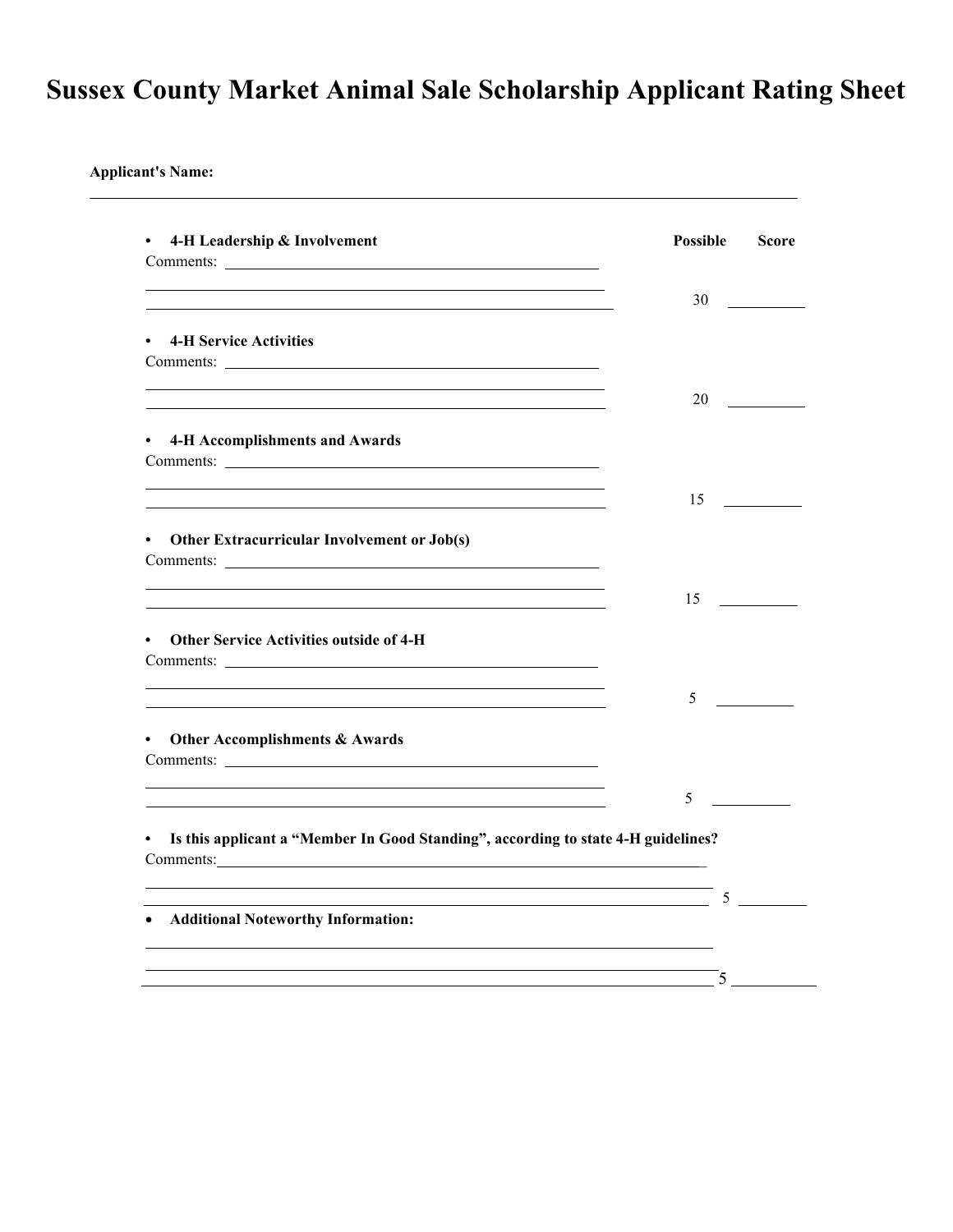# Sussex County Market Animal Sale Scholarship Applicant Rating Sheet

**Applicant's Name:** ______________________________________________

| | **Possible** | **Score** |
|---|---|---|
| • **4-H Leadership & Involvement**<br>Comments: ______________________________ | 30 | ______ |
| • **4-H Service Activities**<br>Comments: ______________________________ | 20 | ______ |
| • **4-H Accomplishments and Awards**<br>Comments: ______________________________ | 15 | ______ |
| • **Other Extracurricular Involvement or Job(s)**<br>Comments: ______________________________ | 15 | ______ |
| • **Other Service Activities outside of 4-H**<br>Comments: ______________________________ | 5 | ______ |
| • **Other Accomplishments & Awards**<br>Comments: ______________________________ | 5 | ______ |
| • **Is this applicant a "Member In Good Standing", according to state 4-H guidelines?**<br>Comments: ______________________________ | 5 | ______ |
| • **Additional Noteworthy Information:**<br>______________________________ | 5 | ______ |